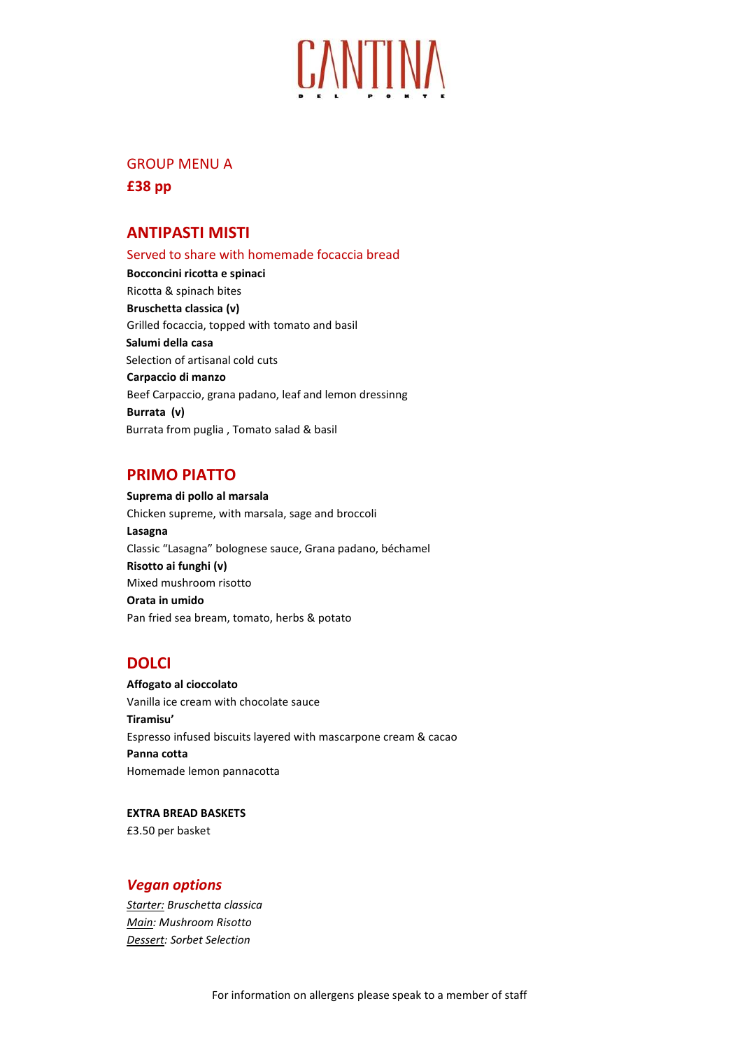# CANTINA

DEL PONTE

GROUP MENU A

**£38 pp**

## ANTIPASTI MISTI

Served to share with homemade focaccia bread

**Bocconcini ricotta e spinaci**
Ricotta & spinach bites

**Bruschetta classica (v)**
Grilled focaccia, topped with tomato and basil

**Salumi della casa**
Selection of artisanal cold cuts

**Carpaccio di manzo**
Beef Carpaccio, grana padano, leaf and lemon dressinng

**Burrata (v)**
Burrata from puglia , Tomato salad & basil

## PRIMO PIATTO

**Suprema di pollo al marsala**
Chicken supreme, with marsala, sage and broccoli

**Lasagna**
Classic "Lasagna" bolognese sauce, Grana padano, béchamel

**Risotto ai funghi (v)**
Mixed mushroom risotto

**Orata in umido**
Pan fried sea bream, tomato, herbs & potato

## DOLCI

**Affogato al cioccolato**
Vanilla ice cream with chocolate sauce

**Tiramisu'**
Espresso infused biscuits layered with mascarpone cream & cacao

**Panna cotta**
Homemade lemon pannacotta

**EXTRA BREAD BASKETS**
£3.50 per basket

## *Vegan options*

*Starter: Bruschetta classica*
*Main: Mushroom Risotto*
*Dessert: Sorbet Selection*

For information on allergens please speak to a member of staff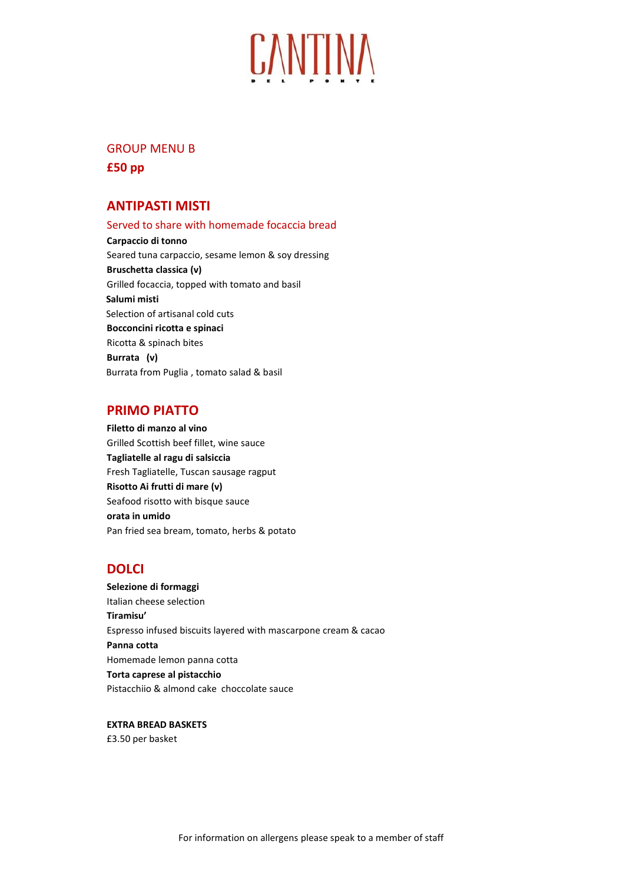# CANTINA

DEL PONTE

GROUP MENU B

**£50 pp**

## ANTIPASTI MISTI

Served to share with homemade focaccia bread

**Carpaccio di tonno**
Seared tuna carpaccio, sesame lemon & soy dressing

**Bruschetta classica (v)**
Grilled focaccia, topped with tomato and basil

**Salumi misti**
Selection of artisanal cold cuts

**Bocconcini ricotta e spinaci**
Ricotta & spinach bites

**Burrata (v)**
Burrata from Puglia , tomato salad & basil

## PRIMO PIATTO

**Filetto di manzo al vino**
Grilled Scottish beef fillet, wine sauce

**Tagliatelle al ragu di salsiccia**
Fresh Tagliatelle, Tuscan sausage ragput

**Risotto Ai frutti di mare (v)**
Seafood risotto with bisque sauce

**orata in umido**
Pan fried sea bream, tomato, herbs & potato

## DOLCI

**Selezione di formaggi**
Italian cheese selection

**Tiramisu'**
Espresso infused biscuits layered with mascarpone cream & cacao

**Panna cotta**
Homemade lemon panna cotta

**Torta caprese al pistacchio**
Pistacchiio & almond cake choccolate sauce

**EXTRA BREAD BASKETS**
£3.50 per basket

For information on allergens please speak to a member of staff